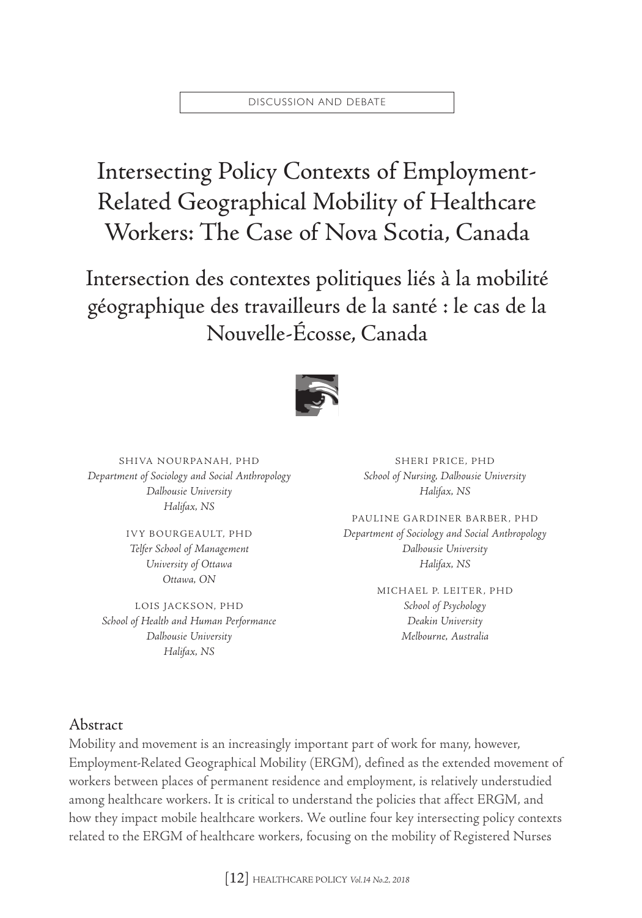DISCUSSION AND DEBATE

# Intersecting Policy Contexts of Employment-Related Geographical Mobility of Healthcare Workers: The Case of Nova Scotia, Canada

## Intersection des contextes politiques liés à la mobilité géographique des travailleurs de la santé : le cas de la Nouvelle-Écosse, Canada

SHIVA NOURPANAH, PHD
*Department of Sociology and Social Anthropology*
*Dalhousie University*
*Halifax, NS*

IVY BOURGEAULT, PHD
*Telfer School of Management*
*University of Ottawa*
*Ottawa, ON*

LOIS JACKSON, PHD
*School of Health and Human Performance*
*Dalhousie University*
*Halifax, NS*

SHERI PRICE, PHD
*School of Nursing, Dalhousie University*
*Halifax, NS*

PAULINE GARDINER BARBER, PHD
*Department of Sociology and Social Anthropology*
*Dalhousie University*
*Halifax, NS*

MICHAEL P. LEITER, PHD
*School of Psychology*
*Deakin University*
*Melbourne, Australia*

## Abstract

Mobility and movement is an increasingly important part of work for many, however, Employment-Related Geographical Mobility (ERGM), defined as the extended movement of workers between places of permanent residence and employment, is relatively understudied among healthcare workers. It is critical to understand the policies that affect ERGM, and how they impact mobile healthcare workers. We outline four key intersecting policy contexts related to the ERGM of healthcare workers, focusing on the mobility of Registered Nurses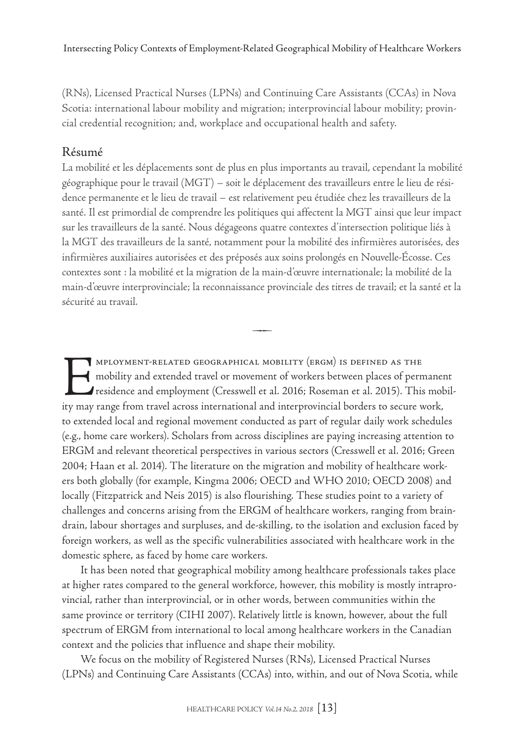(RNs), Licensed Practical Nurses (LPNs) and Continuing Care Assistants (CCAs) in Nova Scotia: international labour mobility and migration; interprovincial labour mobility; provincial credential recognition; and, workplace and occupational health and safety.

## Résumé

La mobilité et les déplacements sont de plus en plus importants au travail, cependant la mobilité géographique pour le travail (MGT) – soit le déplacement des travailleurs entre le lieu de résidence permanente et le lieu de travail – est relativement peu étudiée chez les travailleurs de la santé. Il est primordial de comprendre les politiques qui affectent la MGT ainsi que leur impact sur les travailleurs de la santé. Nous dégageons quatre contextes d'intersection politique liés à la MGT des travailleurs de la santé, notamment pour la mobilité des infirmières autorisées, des infirmières auxiliaires autorisées et des préposés aux soins prolongés en Nouvelle-Écosse. Ces contextes sont : la mobilité et la migration de la main-d'œuvre internationale; la mobilité de la main-d'œuvre interprovinciale; la reconnaissance provinciale des titres de travail; et la santé et la sécurité au travail.

Employment-related geographical mobility (ERGM) is defined as the mobility and extended travel or movement of workers between places of permanent residence and employment (Cresswell et al. 2016; Roseman et al. 2015). This mobility may range from travel across international and interprovincial borders to secure work, to extended local and regional movement conducted as part of regular daily work schedules (e.g., home care workers). Scholars from across disciplines are paying increasing attention to ERGM and relevant theoretical perspectives in various sectors (Cresswell et al. 2016; Green 2004; Haan et al. 2014). The literature on the migration and mobility of healthcare workers both globally (for example, Kingma 2006; OECD and WHO 2010; OECD 2008) and locally (Fitzpatrick and Neis 2015) is also flourishing. These studies point to a variety of challenges and concerns arising from the ERGM of healthcare workers, ranging from brain-drain, labour shortages and surpluses, and de-skilling, to the isolation and exclusion faced by foreign workers, as well as the specific vulnerabilities associated with healthcare work in the domestic sphere, as faced by home care workers.

It has been noted that geographical mobility among healthcare professionals takes place at higher rates compared to the general workforce, however, this mobility is mostly intraprovincial, rather than interprovincial, or in other words, between communities within the same province or territory (CIHI 2007). Relatively little is known, however, about the full spectrum of ERGM from international to local among healthcare workers in the Canadian context and the policies that influence and shape their mobility.

We focus on the mobility of Registered Nurses (RNs), Licensed Practical Nurses (LPNs) and Continuing Care Assistants (CCAs) into, within, and out of Nova Scotia, while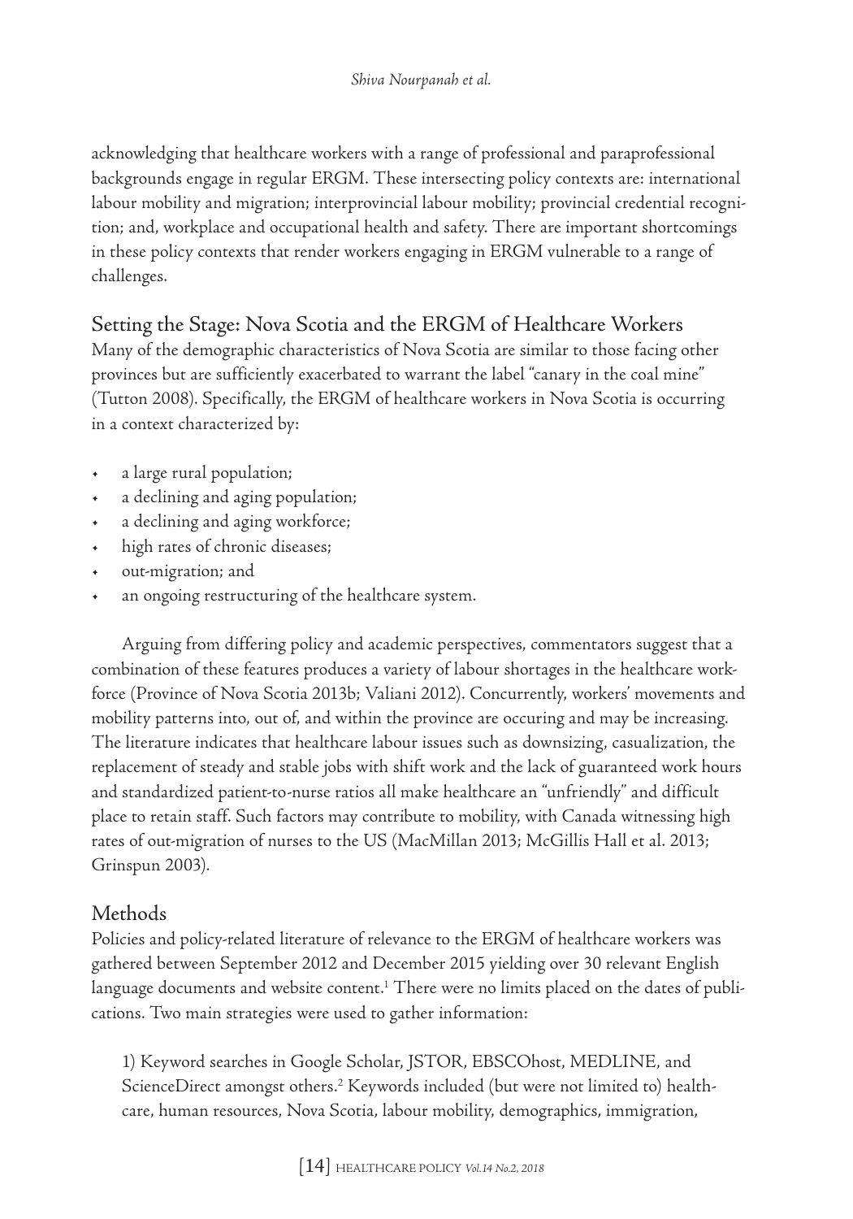acknowledging that healthcare workers with a range of professional and paraprofessional backgrounds engage in regular ERGM. These intersecting policy contexts are: international labour mobility and migration; interprovincial labour mobility; provincial credential recognition; and, workplace and occupational health and safety. There are important shortcomings in these policy contexts that render workers engaging in ERGM vulnerable to a range of challenges.

## Setting the Stage: Nova Scotia and the ERGM of Healthcare Workers

Many of the demographic characteristics of Nova Scotia are similar to those facing other provinces but are sufficiently exacerbated to warrant the label "canary in the coal mine" (Tutton 2008). Specifically, the ERGM of healthcare workers in Nova Scotia is occurring in a context characterized by:

- a large rural population;
- a declining and aging population;
- a declining and aging workforce;
- high rates of chronic diseases;
- out-migration; and
- an ongoing restructuring of the healthcare system.

Arguing from differing policy and academic perspectives, commentators suggest that a combination of these features produces a variety of labour shortages in the healthcare workforce (Province of Nova Scotia 2013b; Valiani 2012). Concurrently, workers' movements and mobility patterns into, out of, and within the province are occuring and may be increasing. The literature indicates that healthcare labour issues such as downsizing, casualization, the replacement of steady and stable jobs with shift work and the lack of guaranteed work hours and standardized patient-to-nurse ratios all make healthcare an "unfriendly" and difficult place to retain staff. Such factors may contribute to mobility, with Canada witnessing high rates of out-migration of nurses to the US (MacMillan 2013; McGillis Hall et al. 2013; Grinspun 2003).

## Methods

Policies and policy-related literature of relevance to the ERGM of healthcare workers was gathered between September 2012 and December 2015 yielding over 30 relevant English language documents and website content.[1] There were no limits placed on the dates of publications. Two main strategies were used to gather information:

1) Keyword searches in Google Scholar, JSTOR, EBSCOhost, MEDLINE, and ScienceDirect amongst others.[2] Keywords included (but were not limited to) healthcare, human resources, Nova Scotia, labour mobility, demographics, immigration,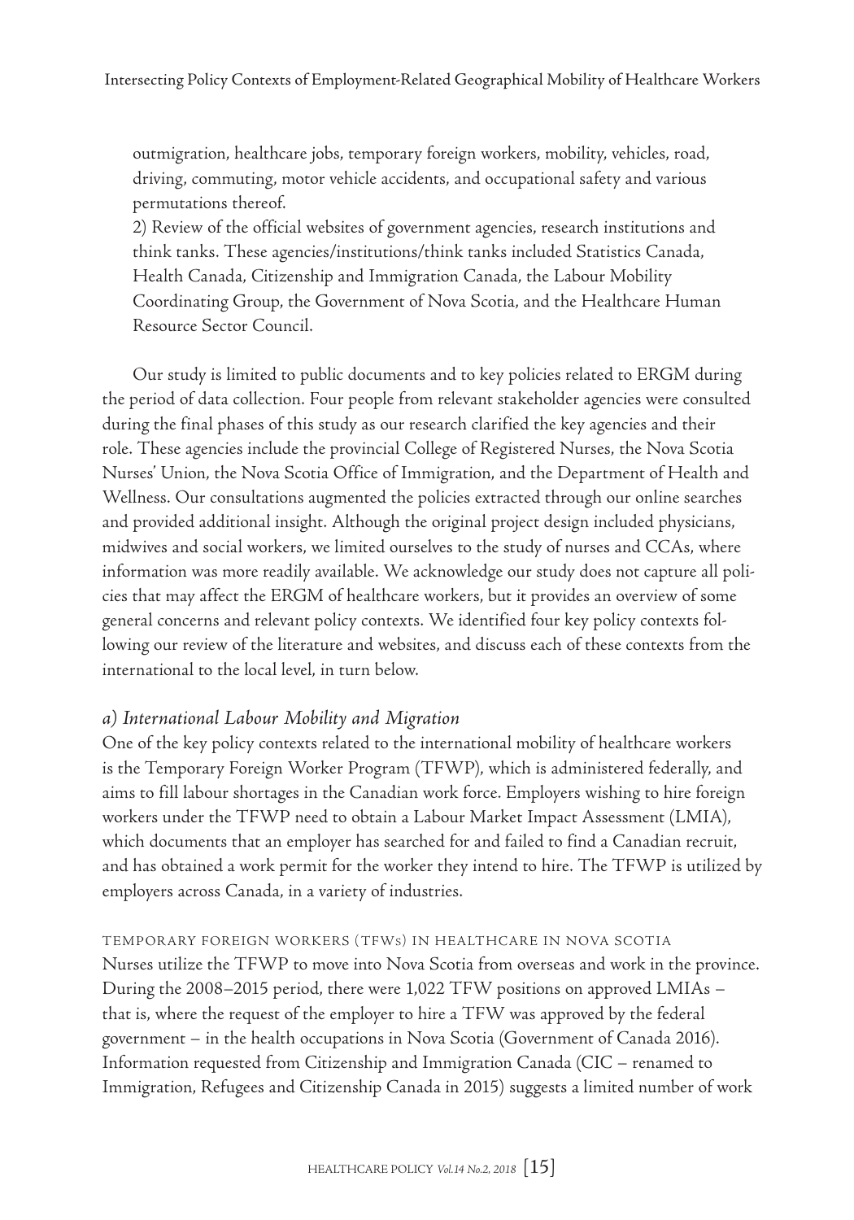outmigration, healthcare jobs, temporary foreign workers, mobility, vehicles, road, driving, commuting, motor vehicle accidents, and occupational safety and various permutations thereof.

2) Review of the official websites of government agencies, research institutions and think tanks. These agencies/institutions/think tanks included Statistics Canada, Health Canada, Citizenship and Immigration Canada, the Labour Mobility Coordinating Group, the Government of Nova Scotia, and the Healthcare Human Resource Sector Council.

Our study is limited to public documents and to key policies related to ERGM during the period of data collection. Four people from relevant stakeholder agencies were consulted during the final phases of this study as our research clarified the key agencies and their role. These agencies include the provincial College of Registered Nurses, the Nova Scotia Nurses' Union, the Nova Scotia Office of Immigration, and the Department of Health and Wellness. Our consultations augmented the policies extracted through our online searches and provided additional insight. Although the original project design included physicians, midwives and social workers, we limited ourselves to the study of nurses and CCAs, where information was more readily available. We acknowledge our study does not capture all policies that may affect the ERGM of healthcare workers, but it provides an overview of some general concerns and relevant policy contexts. We identified four key policy contexts following our review of the literature and websites, and discuss each of these contexts from the international to the local level, in turn below.

### *a) International Labour Mobility and Migration*

One of the key policy contexts related to the international mobility of healthcare workers is the Temporary Foreign Worker Program (TFWP), which is administered federally, and aims to fill labour shortages in the Canadian work force. Employers wishing to hire foreign workers under the TFWP need to obtain a Labour Market Impact Assessment (LMIA), which documents that an employer has searched for and failed to find a Canadian recruit, and has obtained a work permit for the worker they intend to hire. The TFWP is utilized by employers across Canada, in a variety of industries.

#### TEMPORARY FOREIGN WORKERS (TFWs) IN HEALTHCARE IN NOVA SCOTIA

Nurses utilize the TFWP to move into Nova Scotia from overseas and work in the province. During the 2008–2015 period, there were 1,022 TFW positions on approved LMIAs – that is, where the request of the employer to hire a TFW was approved by the federal government – in the health occupations in Nova Scotia (Government of Canada 2016). Information requested from Citizenship and Immigration Canada (CIC – renamed to Immigration, Refugees and Citizenship Canada in 2015) suggests a limited number of work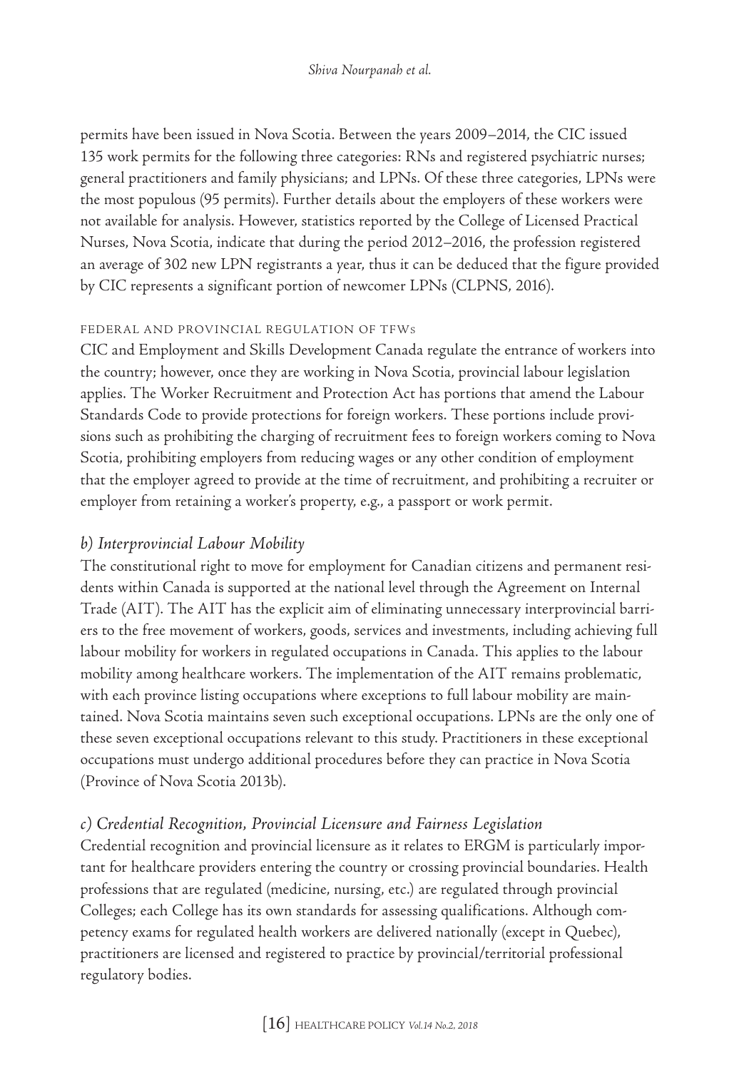permits have been issued in Nova Scotia. Between the years 2009–2014, the CIC issued 135 work permits for the following three categories: RNs and registered psychiatric nurses; general practitioners and family physicians; and LPNs. Of these three categories, LPNs were the most populous (95 permits). Further details about the employers of these workers were not available for analysis. However, statistics reported by the College of Licensed Practical Nurses, Nova Scotia, indicate that during the period 2012–2016, the profession registered an average of 302 new LPN registrants a year, thus it can be deduced that the figure provided by CIC represents a significant portion of newcomer LPNs (CLPNS, 2016).

#### FEDERAL AND PROVINCIAL REGULATION OF TFWs

CIC and Employment and Skills Development Canada regulate the entrance of workers into the country; however, once they are working in Nova Scotia, provincial labour legislation applies. The Worker Recruitment and Protection Act has portions that amend the Labour Standards Code to provide protections for foreign workers. These portions include provisions such as prohibiting the charging of recruitment fees to foreign workers coming to Nova Scotia, prohibiting employers from reducing wages or any other condition of employment that the employer agreed to provide at the time of recruitment, and prohibiting a recruiter or employer from retaining a worker's property, e.g., a passport or work permit.

### *b) Interprovincial Labour Mobility*

The constitutional right to move for employment for Canadian citizens and permanent residents within Canada is supported at the national level through the Agreement on Internal Trade (AIT). The AIT has the explicit aim of eliminating unnecessary interprovincial barriers to the free movement of workers, goods, services and investments, including achieving full labour mobility for workers in regulated occupations in Canada. This applies to the labour mobility among healthcare workers. The implementation of the AIT remains problematic, with each province listing occupations where exceptions to full labour mobility are maintained. Nova Scotia maintains seven such exceptional occupations. LPNs are the only one of these seven exceptional occupations relevant to this study. Practitioners in these exceptional occupations must undergo additional procedures before they can practice in Nova Scotia (Province of Nova Scotia 2013b).

### *c) Credential Recognition, Provincial Licensure and Fairness Legislation*

Credential recognition and provincial licensure as it relates to ERGM is particularly important for healthcare providers entering the country or crossing provincial boundaries. Health professions that are regulated (medicine, nursing, etc.) are regulated through provincial Colleges; each College has its own standards for assessing qualifications. Although competency exams for regulated health workers are delivered nationally (except in Quebec), practitioners are licensed and registered to practice by provincial/territorial professional regulatory bodies.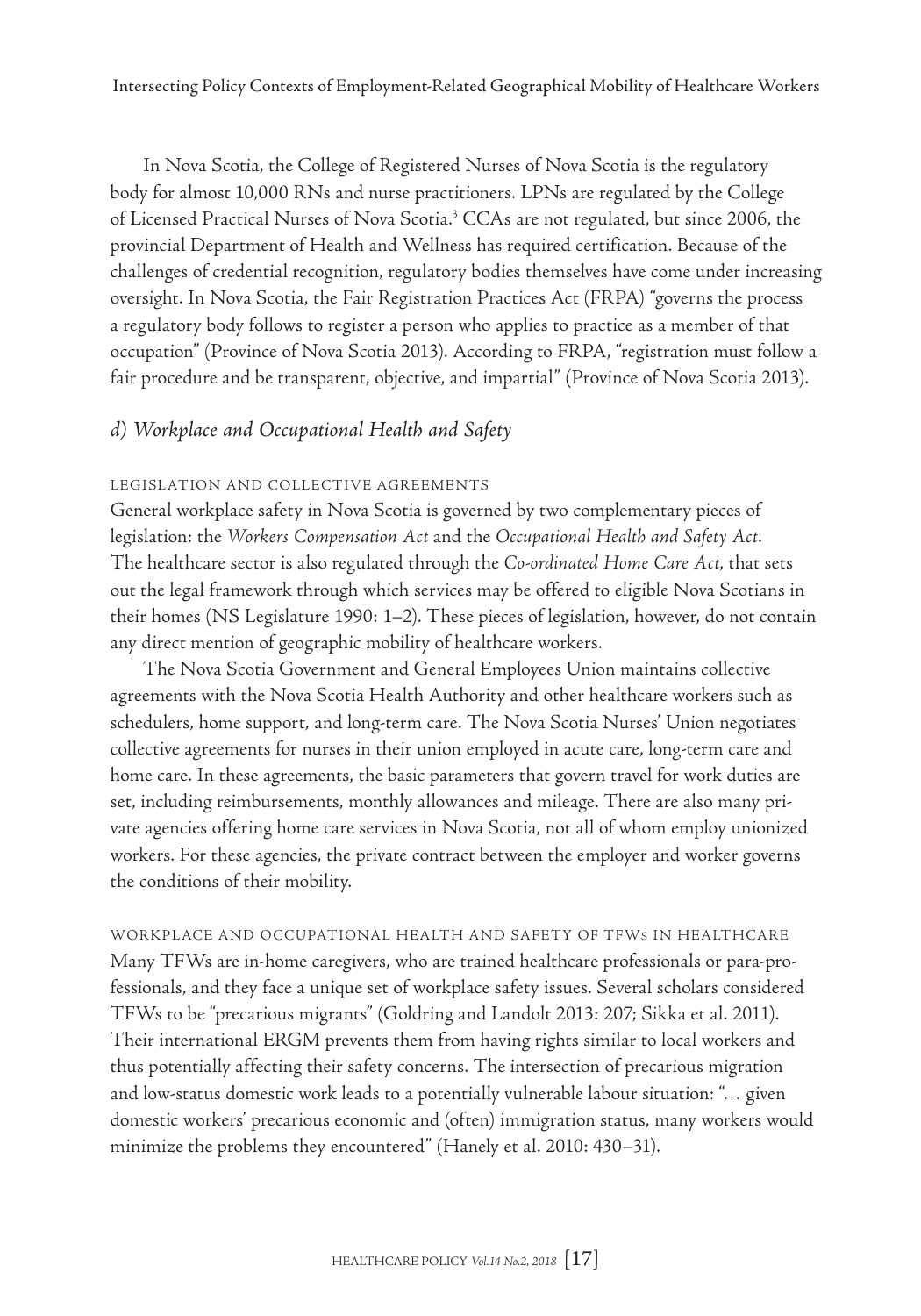In Nova Scotia, the College of Registered Nurses of Nova Scotia is the regulatory body for almost 10,000 RNs and nurse practitioners. LPNs are regulated by the College of Licensed Practical Nurses of Nova Scotia.[3] CCAs are not regulated, but since 2006, the provincial Department of Health and Wellness has required certification. Because of the challenges of credential recognition, regulatory bodies themselves have come under increasing oversight. In Nova Scotia, the Fair Registration Practices Act (FRPA) "governs the process a regulatory body follows to register a person who applies to practice as a member of that occupation" (Province of Nova Scotia 2013). According to FRPA, "registration must follow a fair procedure and be transparent, objective, and impartial" (Province of Nova Scotia 2013).

### *d) Workplace and Occupational Health and Safety*

#### LEGISLATION AND COLLECTIVE AGREEMENTS

General workplace safety in Nova Scotia is governed by two complementary pieces of legislation: the *Workers Compensation Act* and the *Occupational Health and Safety Act*. The healthcare sector is also regulated through the *Co-ordinated Home Care Act*, that sets out the legal framework through which services may be offered to eligible Nova Scotians in their homes (NS Legislature 1990: 1–2). These pieces of legislation, however, do not contain any direct mention of geographic mobility of healthcare workers.

The Nova Scotia Government and General Employees Union maintains collective agreements with the Nova Scotia Health Authority and other healthcare workers such as schedulers, home support, and long-term care. The Nova Scotia Nurses' Union negotiates collective agreements for nurses in their union employed in acute care, long-term care and home care. In these agreements, the basic parameters that govern travel for work duties are set, including reimbursements, monthly allowances and mileage. There are also many private agencies offering home care services in Nova Scotia, not all of whom employ unionized workers. For these agencies, the private contract between the employer and worker governs the conditions of their mobility.

#### WORKPLACE AND OCCUPATIONAL HEALTH AND SAFETY OF TFWS IN HEALTHCARE

Many TFWs are in-home caregivers, who are trained healthcare professionals or para-professionals, and they face a unique set of workplace safety issues. Several scholars considered TFWs to be "precarious migrants" (Goldring and Landolt 2013: 207; Sikka et al. 2011). Their international ERGM prevents them from having rights similar to local workers and thus potentially affecting their safety concerns. The intersection of precarious migration and low-status domestic work leads to a potentially vulnerable labour situation: "… given domestic workers' precarious economic and (often) immigration status, many workers would minimize the problems they encountered" (Hanely et al. 2010: 430–31).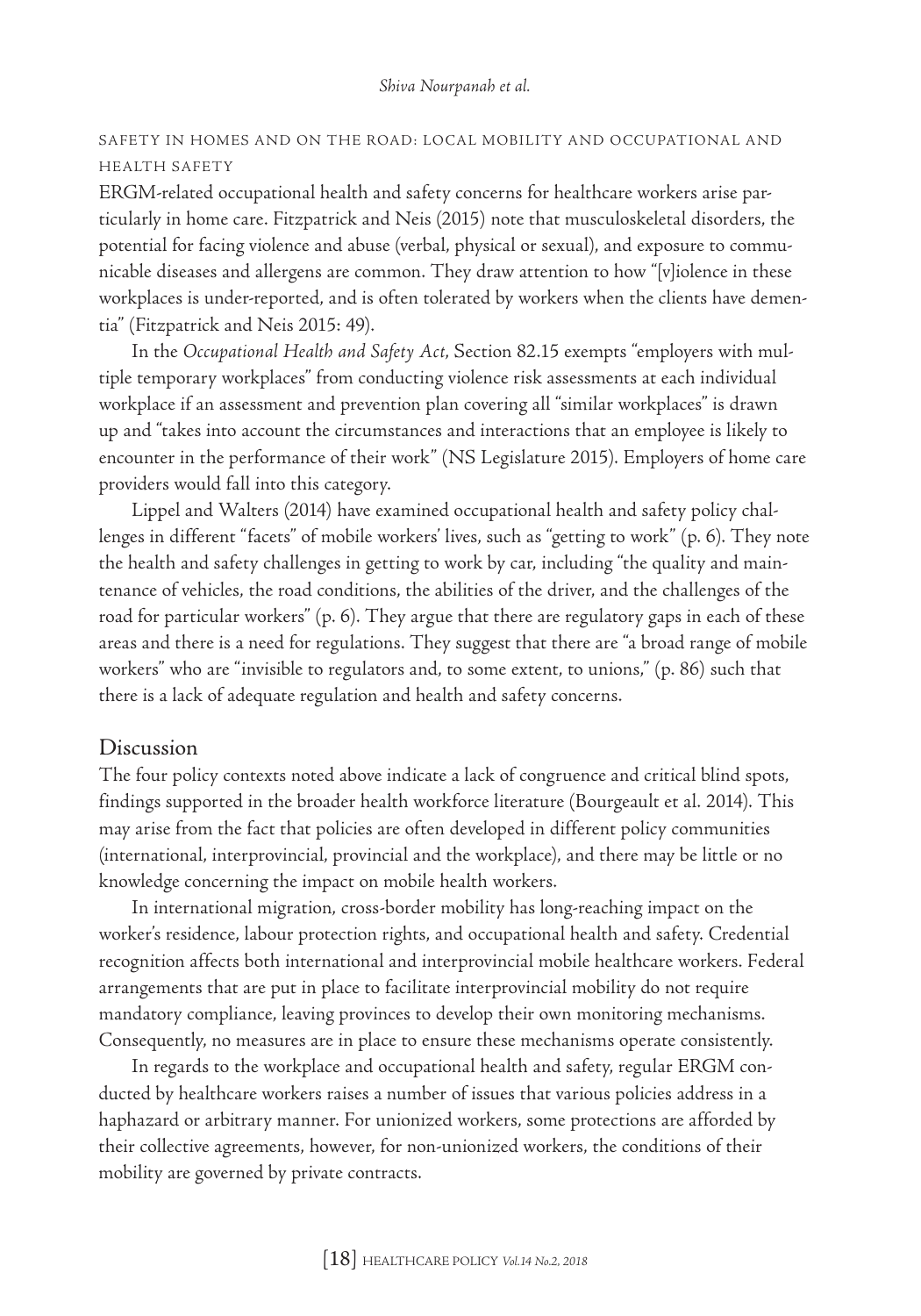### Safety in Homes and on the Road: Local Mobility and Occupational and Health Safety

ERGM-related occupational health and safety concerns for healthcare workers arise particularly in home care. Fitzpatrick and Neis (2015) note that musculoskeletal disorders, the potential for facing violence and abuse (verbal, physical or sexual), and exposure to communicable diseases and allergens are common. They draw attention to how "[v]iolence in these workplaces is under-reported, and is often tolerated by workers when the clients have dementia" (Fitzpatrick and Neis 2015: 49).

In the *Occupational Health and Safety Act*, Section 82.15 exempts "employers with multiple temporary workplaces" from conducting violence risk assessments at each individual workplace if an assessment and prevention plan covering all "similar workplaces" is drawn up and "takes into account the circumstances and interactions that an employee is likely to encounter in the performance of their work" (NS Legislature 2015). Employers of home care providers would fall into this category.

Lippel and Walters (2014) have examined occupational health and safety policy challenges in different "facets" of mobile workers' lives, such as "getting to work" (p. 6). They note the health and safety challenges in getting to work by car, including "the quality and maintenance of vehicles, the road conditions, the abilities of the driver, and the challenges of the road for particular workers" (p. 6). They argue that there are regulatory gaps in each of these areas and there is a need for regulations. They suggest that there are "a broad range of mobile workers" who are "invisible to regulators and, to some extent, to unions," (p. 86) such that there is a lack of adequate regulation and health and safety concerns.

## Discussion

The four policy contexts noted above indicate a lack of congruence and critical blind spots, findings supported in the broader health workforce literature (Bourgeault et al. 2014). This may arise from the fact that policies are often developed in different policy communities (international, interprovincial, provincial and the workplace), and there may be little or no knowledge concerning the impact on mobile health workers.

In international migration, cross-border mobility has long-reaching impact on the worker's residence, labour protection rights, and occupational health and safety. Credential recognition affects both international and interprovincial mobile healthcare workers. Federal arrangements that are put in place to facilitate interprovincial mobility do not require mandatory compliance, leaving provinces to develop their own monitoring mechanisms. Consequently, no measures are in place to ensure these mechanisms operate consistently.

In regards to the workplace and occupational health and safety, regular ERGM conducted by healthcare workers raises a number of issues that various policies address in a haphazard or arbitrary manner. For unionized workers, some protections are afforded by their collective agreements, however, for non-unionized workers, the conditions of their mobility are governed by private contracts.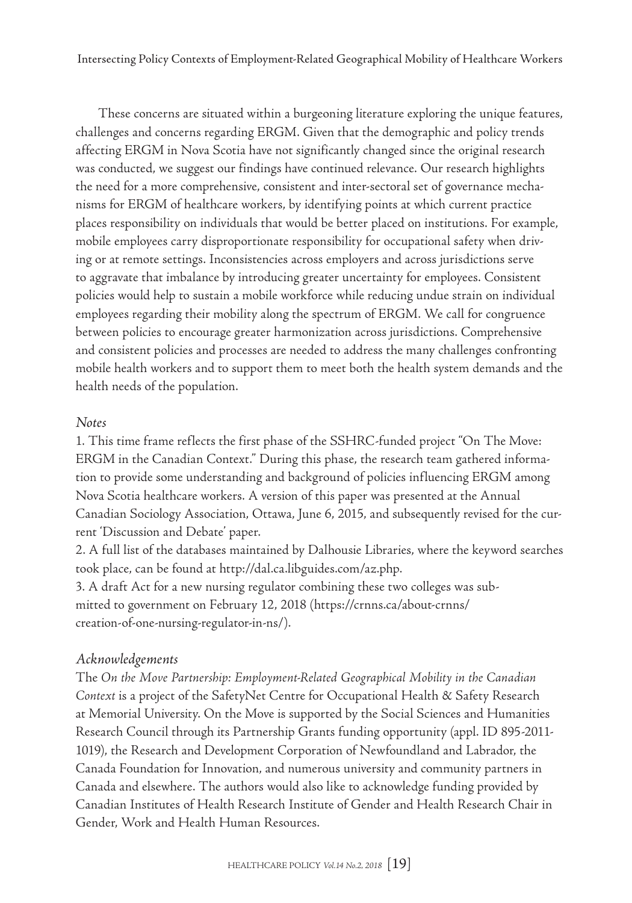These concerns are situated within a burgeoning literature exploring the unique features, challenges and concerns regarding ERGM. Given that the demographic and policy trends affecting ERGM in Nova Scotia have not significantly changed since the original research was conducted, we suggest our findings have continued relevance. Our research highlights the need for a more comprehensive, consistent and inter-sectoral set of governance mechanisms for ERGM of healthcare workers, by identifying points at which current practice places responsibility on individuals that would be better placed on institutions. For example, mobile employees carry disproportionate responsibility for occupational safety when driving or at remote settings. Inconsistencies across employers and across jurisdictions serve to aggravate that imbalance by introducing greater uncertainty for employees. Consistent policies would help to sustain a mobile workforce while reducing undue strain on individual employees regarding their mobility along the spectrum of ERGM. We call for congruence between policies to encourage greater harmonization across jurisdictions. Comprehensive and consistent policies and processes are needed to address the many challenges confronting mobile health workers and to support them to meet both the health system demands and the health needs of the population.

### *Notes*

1. This time frame reflects the first phase of the SSHRC-funded project "On The Move: ERGM in the Canadian Context." During this phase, the research team gathered information to provide some understanding and background of policies influencing ERGM among Nova Scotia healthcare workers. A version of this paper was presented at the Annual Canadian Sociology Association, Ottawa, June 6, 2015, and subsequently revised for the current 'Discussion and Debate' paper.
2. A full list of the databases maintained by Dalhousie Libraries, where the keyword searches took place, can be found at http://dal.ca.libguides.com/az.php.
3. A draft Act for a new nursing regulator combining these two colleges was submitted to government on February 12, 2018 (https://crnns.ca/about-crnns/creation-of-one-nursing-regulator-in-ns/).

### *Acknowledgements*

The *On the Move Partnership: Employment-Related Geographical Mobility in the Canadian Context* is a project of the SafetyNet Centre for Occupational Health & Safety Research at Memorial University. On the Move is supported by the Social Sciences and Humanities Research Council through its Partnership Grants funding opportunity (appl. ID 895-2011-1019), the Research and Development Corporation of Newfoundland and Labrador, the Canada Foundation for Innovation, and numerous university and community partners in Canada and elsewhere. The authors would also like to acknowledge funding provided by Canadian Institutes of Health Research Institute of Gender and Health Research Chair in Gender, Work and Health Human Resources.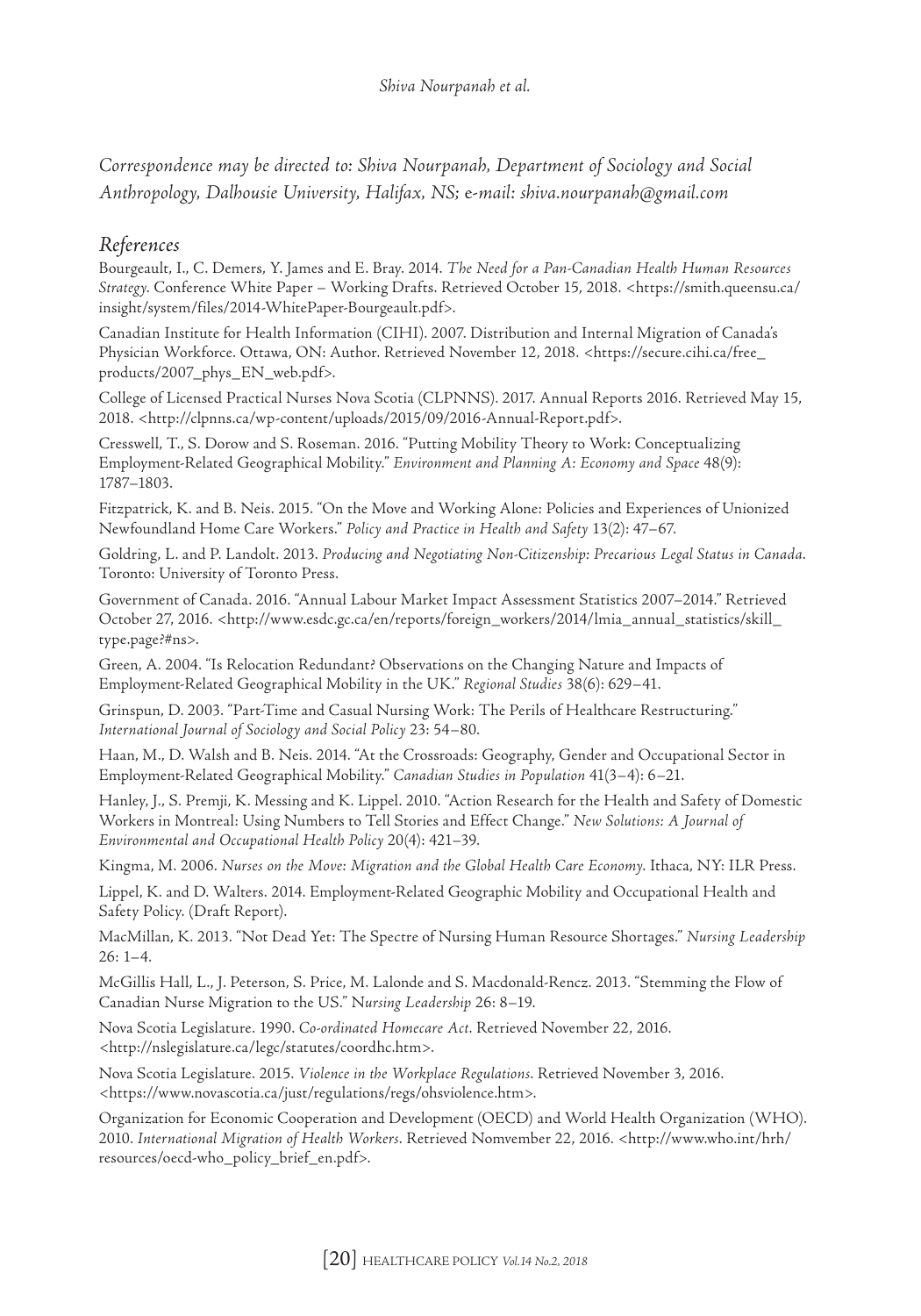*Correspondence may be directed to: Shiva Nourpanah, Department of Sociology and Social Anthropology, Dalhousie University, Halifax, NS; e-mail: shiva.nourpanah@gmail.com*

## *References*

Bourgeault, I., C. Demers, Y. James and E. Bray. 2014. *The Need for a Pan-Canadian Health Human Resources Strategy*. Conference White Paper – Working Drafts. Retrieved October 15, 2018. <https://smith.queensu.ca/insight/system/files/2014-WhitePaper-Bourgeault.pdf>.

Canadian Institute for Health Information (CIHI). 2007. Distribution and Internal Migration of Canada's Physician Workforce. Ottawa, ON: Author. Retrieved November 12, 2018. <https://secure.cihi.ca/free_products/2007_phys_EN_web.pdf>.

College of Licensed Practical Nurses Nova Scotia (CLPNNS). 2017. Annual Reports 2016. Retrieved May 15, 2018. <http://clpnns.ca/wp-content/uploads/2015/09/2016-Annual-Report.pdf>.

Cresswell, T., S. Dorow and S. Roseman. 2016. "Putting Mobility Theory to Work: Conceptualizing Employment-Related Geographical Mobility." *Environment and Planning A: Economy and Space* 48(9): 1787–1803.

Fitzpatrick, K. and B. Neis. 2015. "On the Move and Working Alone: Policies and Experiences of Unionized Newfoundland Home Care Workers." *Policy and Practice in Health and Safety* 13(2): 47–67.

Goldring, L. and P. Landolt. 2013. *Producing and Negotiating Non-Citizenship: Precarious Legal Status in Canada*. Toronto: University of Toronto Press.

Government of Canada. 2016. "Annual Labour Market Impact Assessment Statistics 2007–2014." Retrieved October 27, 2016. <http://www.esdc.gc.ca/en/reports/foreign_workers/2014/lmia_annual_statistics/skill_type.page?#ns>.

Green, A. 2004. "Is Relocation Redundant? Observations on the Changing Nature and Impacts of Employment-Related Geographical Mobility in the UK." *Regional Studies* 38(6): 629–41.

Grinspun, D. 2003. "Part-Time and Casual Nursing Work: The Perils of Healthcare Restructuring." *International Journal of Sociology and Social Policy* 23: 54–80.

Haan, M., D. Walsh and B. Neis. 2014. "At the Crossroads: Geography, Gender and Occupational Sector in Employment-Related Geographical Mobility." *Canadian Studies in Population* 41(3–4): 6–21.

Hanley, J., S. Premji, K. Messing and K. Lippel. 2010. "Action Research for the Health and Safety of Domestic Workers in Montreal: Using Numbers to Tell Stories and Effect Change." *New Solutions: A Journal of Environmental and Occupational Health Policy* 20(4): 421–39.

Kingma, M. 2006. *Nurses on the Move: Migration and the Global Health Care Economy*. Ithaca, NY: ILR Press.

Lippel, K. and D. Walters. 2014. Employment-Related Geographic Mobility and Occupational Health and Safety Policy. (Draft Report).

MacMillan, K. 2013. "Not Dead Yet: The Spectre of Nursing Human Resource Shortages." *Nursing Leadership* 26: 1–4.

McGillis Hall, L., J. Peterson, S. Price, M. Lalonde and S. Macdonald-Rencz. 2013. "Stemming the Flow of Canadian Nurse Migration to the US." N*ursing Leadership* 26: 8–19.

Nova Scotia Legislature. 1990. *Co-ordinated Homecare Act*. Retrieved November 22, 2016. <http://nslegislature.ca/legc/statutes/coordhc.htm>.

Nova Scotia Legislature. 2015. *Violence in the Workplace Regulations*. Retrieved November 3, 2016. <https://www.novascotia.ca/just/regulations/regs/ohsviolence.htm>.

Organization for Economic Cooperation and Development (OECD) and World Health Organization (WHO). 2010. *International Migration of Health Workers*. Retrieved Nomvember 22, 2016. <http://www.who.int/hrh/resources/oecd-who_policy_brief_en.pdf>.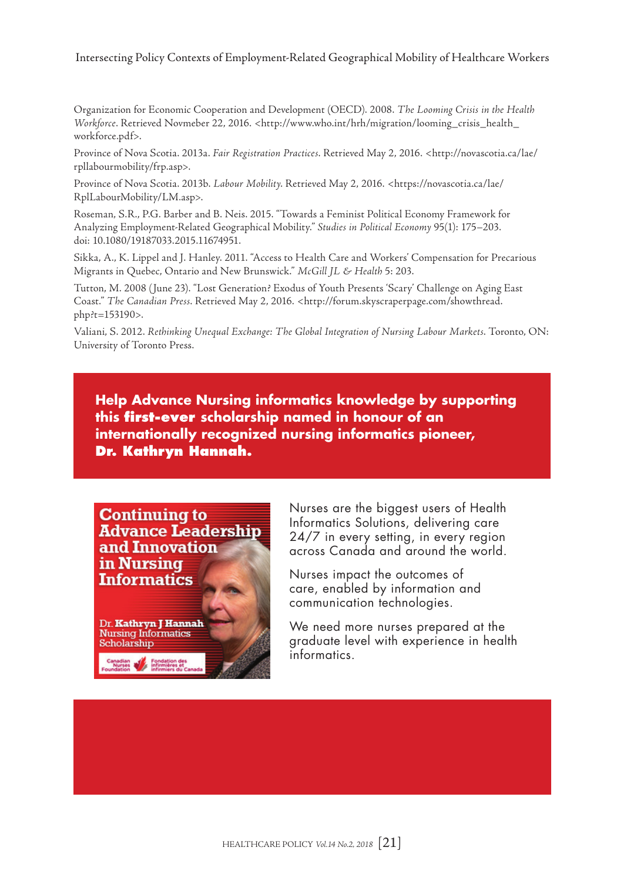Organization for Economic Cooperation and Development (OECD). 2008. *The Looming Crisis in the Health Workforce*. Retrieved Novmeber 22, 2016. <http://www.who.int/hrh/migration/looming_crisis_health_workforce.pdf>.

Province of Nova Scotia. 2013a. *Fair Registration Practices*. Retrieved May 2, 2016. <http://novascotia.ca/lae/rpllabourmobility/frp.asp>.

Province of Nova Scotia. 2013b. *Labour Mobility*. Retrieved May 2, 2016. <https://novascotia.ca/lae/RplLabourMobility/LM.asp>.

Roseman, S.R., P.G. Barber and B. Neis. 2015. "Towards a Feminist Political Economy Framework for Analyzing Employment-Related Geographical Mobility." *Studies in Political Economy* 95(1): 175–203. doi: 10.1080/19187033.2015.11674951.

Sikka, A., K. Lippel and J. Hanley. 2011. "Access to Health Care and Workers' Compensation for Precarious Migrants in Quebec, Ontario and New Brunswick." *McGill JL & Health* 5: 203.

Tutton, M. 2008 (June 23). "Lost Generation? Exodus of Youth Presents 'Scary' Challenge on Aging East Coast." *The Canadian Press*. Retrieved May 2, 2016. <http://forum.skyscraperpage.com/showthread.php?t=153190>.

Valiani, S. 2012. *Rethinking Unequal Exchange: The Global Integration of Nursing Labour Markets*. Toronto, ON: University of Toronto Press.

**Help Advance Nursing informatics knowledge by supporting this first-ever scholarship named in honour of an internationally recognized nursing informatics pioneer, Dr. Kathryn Hannah.**

**Continuing to Advance Leadership and Innovation in Nursing Informatics**

Dr. Kathryn J Hannah Nursing Informatics Scholarship

Canadian Nurses Foundation | Fondation des infirmières et infirmiers du Canada

Nurses are the biggest users of Health Informatics Solutions, delivering care 24/7 in every setting, in every region across Canada and around the world.

Nurses impact the outcomes of care, enabled by information and communication technologies.

We need more nurses prepared at the graduate level with experience in health informatics.